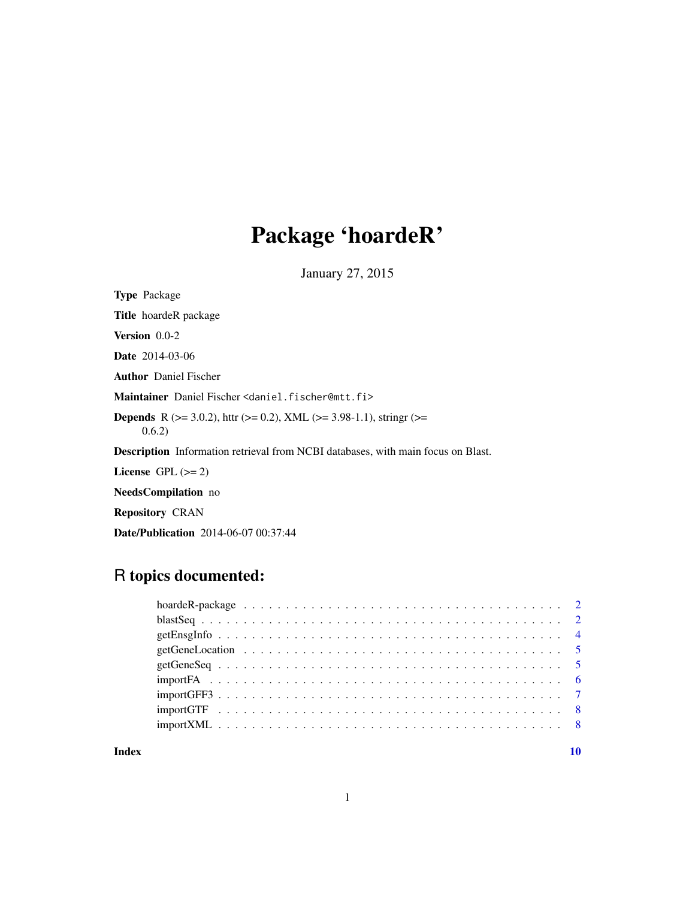# Package 'hoardeR'

January 27, 2015

**Type** Package

**Title** hoardeR package

**Version** 0.0-2

**Date** 2014-03-06

**Author** Daniel Fischer

**Maintainer** Daniel Fischer <daniel.fischer@mtt.fi>

**Depends** R (>= 3.0.2), httr (>= 0.2), XML (>= 3.98-1.1), stringr (>= 0.6.2)

**Description** Information retrieval from NCBI databases, with main focus on Blast.

**License** GPL (>= 2)

**NeedsCompilation** no

**Repository** CRAN

**Date/Publication** 2014-06-07 00:37:44

## R topics documented:

| | |
|---|---|
| hoardeR-package | 2 |
| blastSeq | 2 |
| getEnsgInfo | 4 |
| getGeneLocation | 5 |
| getGeneSeq | 5 |
| importFA | 6 |
| importGFF3 | 7 |
| importGTF | 8 |
| importXML | 8 |
| **Index** | **10** |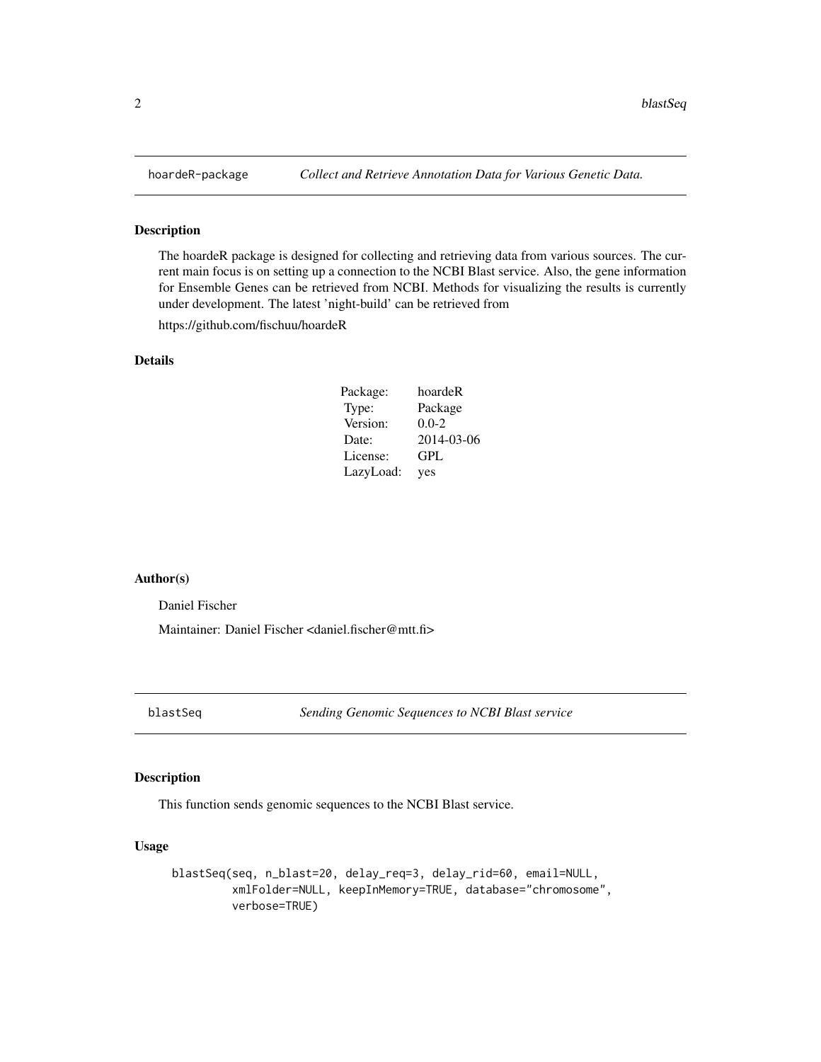## hoardeR-package *Collect and Retrieve Annotation Data for Various Genetic Data.*

### Description

The hoardeR package is designed for collecting and retrieving data from various sources. The current main focus is on setting up a connection to the NCBI Blast service. Also, the gene information for Ensemble Genes can be retrieved from NCBI. Methods for visualizing the results is currently under development. The latest 'night-build' can be retrieved from

https://github.com/fischuu/hoardeR

### Details

| | |
|---|---|
| Package: | hoardeR |
| Type: | Package |
| Version: | 0.0-2 |
| Date: | 2014-03-06 |
| License: | GPL |
| LazyLoad: | yes |

### Author(s)

Daniel Fischer

Maintainer: Daniel Fischer <daniel.fischer@mtt.fi>

## blastSeq *Sending Genomic Sequences to NCBI Blast service*

### Description

This function sends genomic sequences to the NCBI Blast service.

### Usage

```
blastSeq(seq, n_blast=20, delay_req=3, delay_rid=60, email=NULL,
         xmlFolder=NULL, keepInMemory=TRUE, database="chromosome",
         verbose=TRUE)
```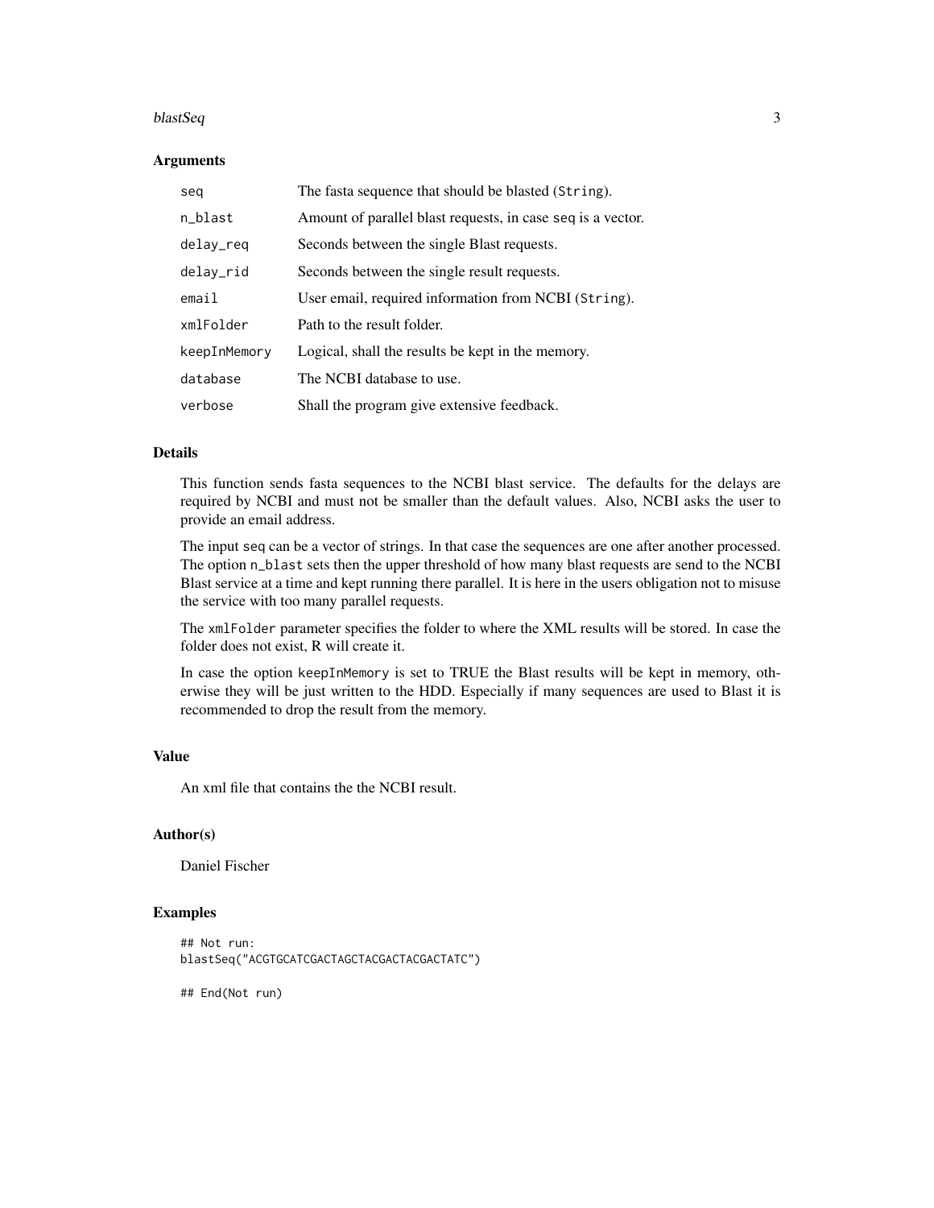### Arguments

| | |
|---|---|
| `seq` | The fasta sequence that should be blasted (`String`). |
| `n_blast` | Amount of parallel blast requests, in case `seq` is a vector. |
| `delay_req` | Seconds between the single Blast requests. |
| `delay_rid` | Seconds between the single result requests. |
| `email` | User email, required information from NCBI (`String`). |
| `xmlFolder` | Path to the result folder. |
| `keepInMemory` | Logical, shall the results be kept in the memory. |
| `database` | The NCBI database to use. |
| `verbose` | Shall the program give extensive feedback. |

### Details

This function sends fasta sequences to the NCBI blast service. The defaults for the delays are required by NCBI and must not be smaller than the default values. Also, NCBI asks the user to provide an email address.

The input `seq` can be a vector of strings. In that case the sequences are one after another processed. The option `n_blast` sets then the upper threshold of how many blast requests are send to the NCBI Blast service at a time and kept running there parallel. It is here in the users obligation not to misuse the service with too many parallel requests.

The `xmlFolder` parameter specifies the folder to where the XML results will be stored. In case the folder does not exist, R will create it.

In case the option `keepInMemory` is set to TRUE the Blast results will be kept in memory, otherwise they will be just written to the HDD. Especially if many sequences are used to Blast it is recommended to drop the result from the memory.

### Value

An xml file that contains the the NCBI result.

### Author(s)

Daniel Fischer

### Examples

```
## Not run:
blastSeq("ACGTGCATCGACTAGCTACGACTACGACTATC")

## End(Not run)
```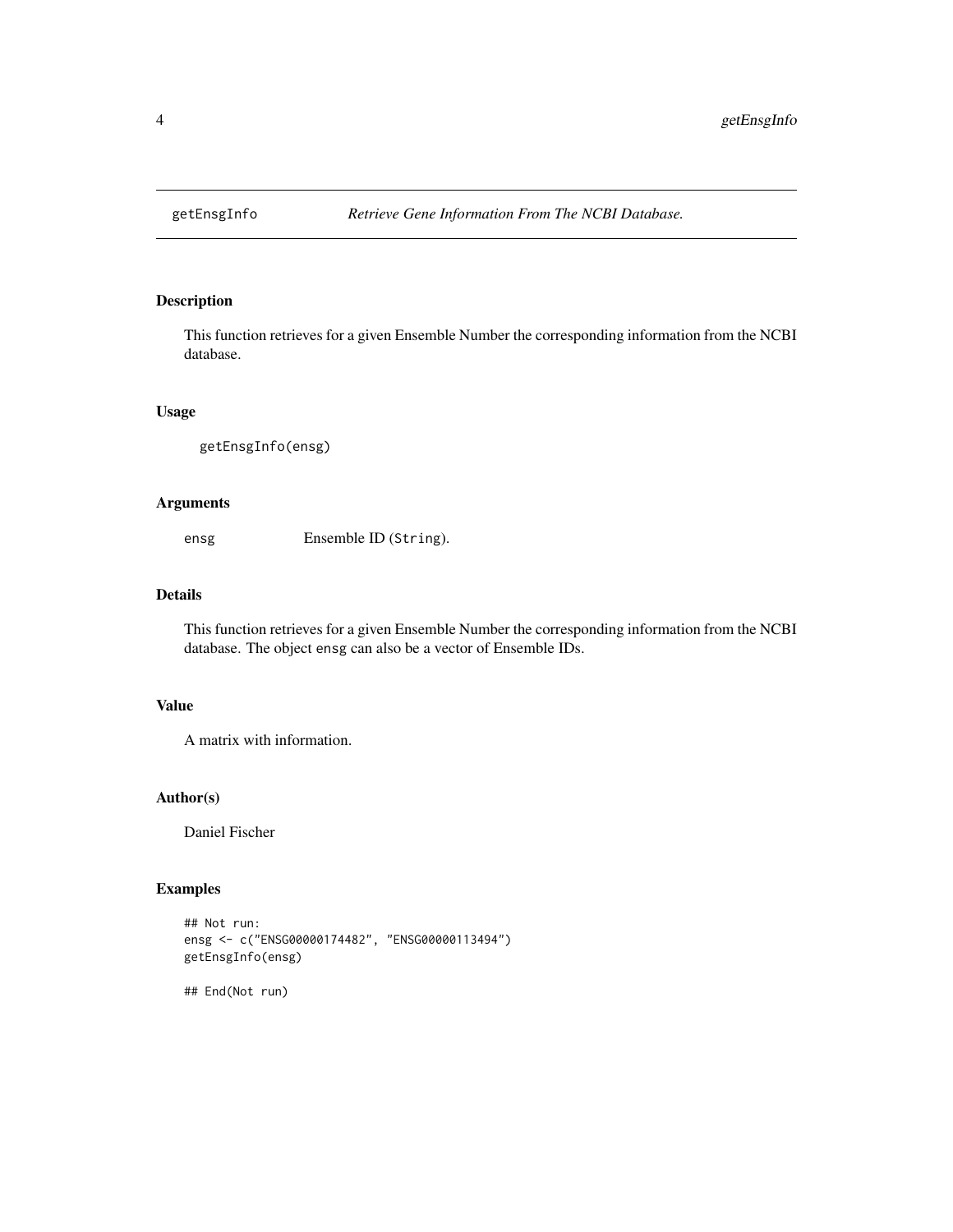# getEnsgInfo — *Retrieve Gene Information From The NCBI Database.*

## Description

This function retrieves for a given Ensemble Number the corresponding information from the NCBI database.

## Usage

```
getEnsgInfo(ensg)
```

## Arguments

ensg — Ensemble ID (`String`).

## Details

This function retrieves for a given Ensemble Number the corresponding information from the NCBI database. The object `ensg` can also be a vector of Ensemble IDs.

## Value

A matrix with information.

## Author(s)

Daniel Fischer

## Examples

```
## Not run:
ensg <- c("ENSG00000174482", "ENSG00000113494")
getEnsgInfo(ensg)

## End(Not run)
```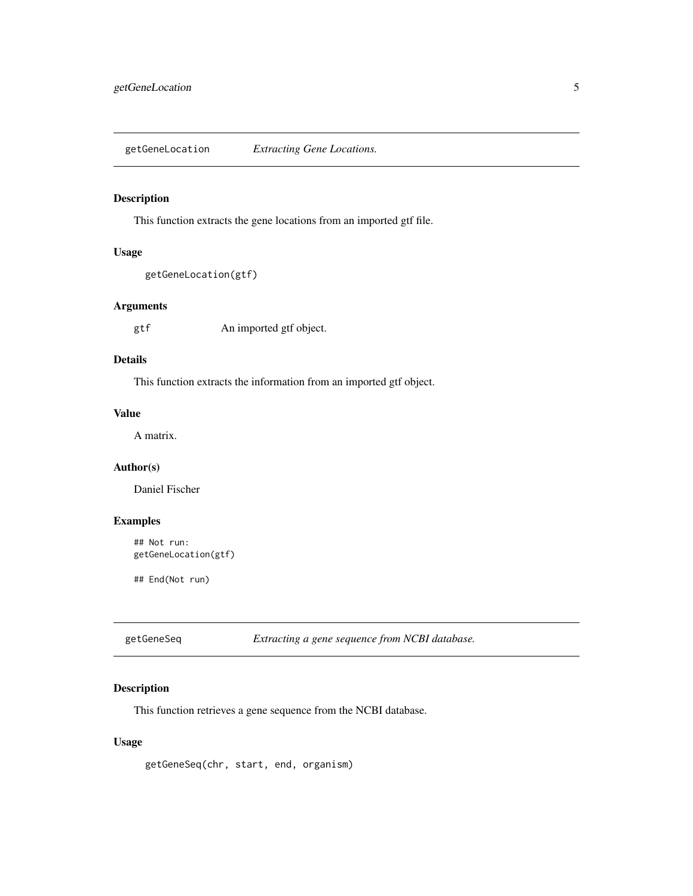## getGeneLocation *Extracting Gene Locations.*

### Description

This function extracts the gene locations from an imported gtf file.

### Usage

```
getGeneLocation(gtf)
```

### Arguments

| | |
|---|---|
| gtf | An imported gtf object. |

### Details

This function extracts the information from an imported gtf object.

### Value

A matrix.

### Author(s)

Daniel Fischer

### Examples

```
## Not run:
getGeneLocation(gtf)

## End(Not run)
```

## getGeneSeq *Extracting a gene sequence from NCBI database.*

### Description

This function retrieves a gene sequence from the NCBI database.

### Usage

```
getGeneSeq(chr, start, end, organism)
```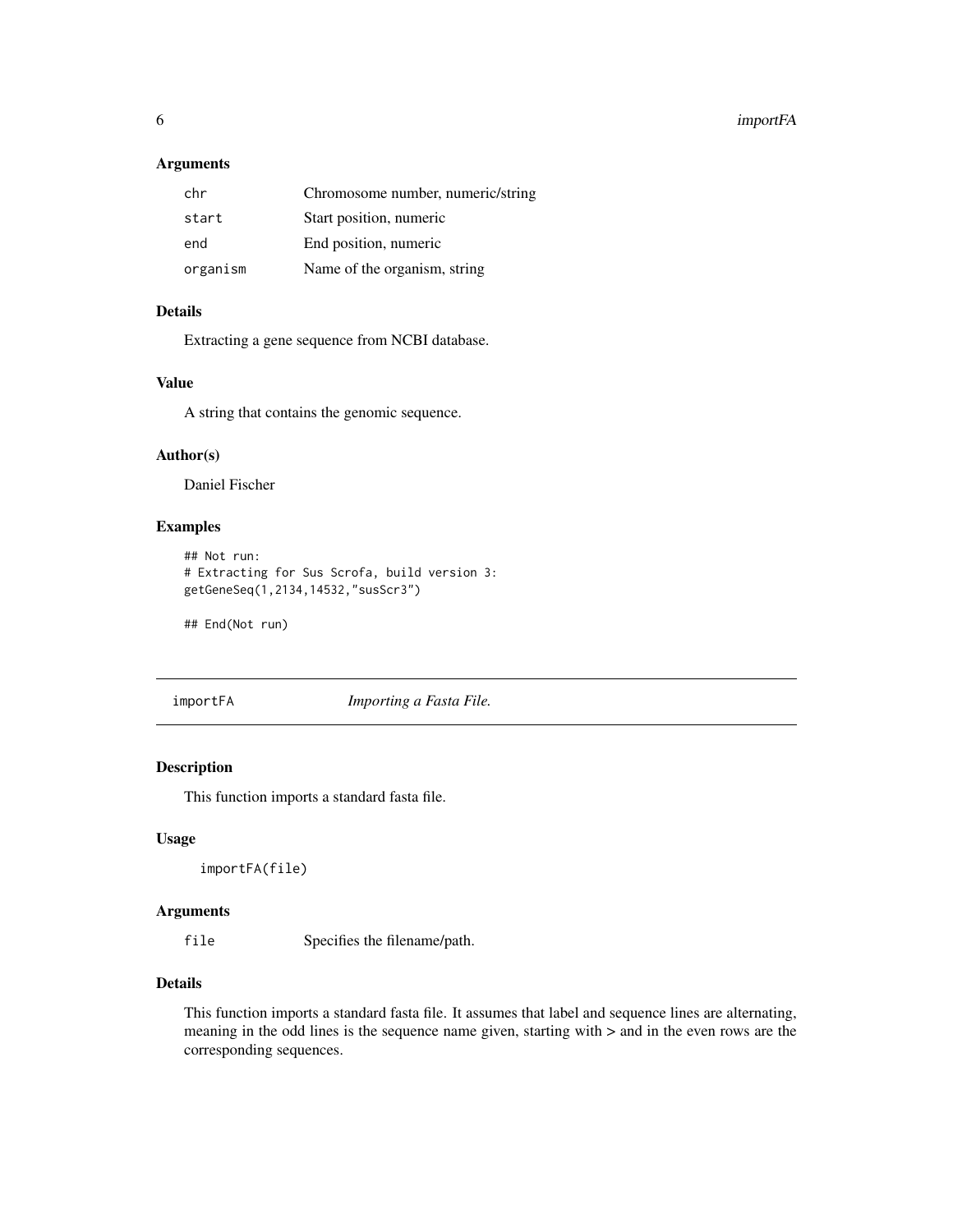### Arguments

| | |
|---|---|
| chr | Chromosome number, numeric/string |
| start | Start position, numeric |
| end | End position, numeric |
| organism | Name of the organism, string |

### Details

Extracting a gene sequence from NCBI database.

### Value

A string that contains the genomic sequence.

### Author(s)

Daniel Fischer

### Examples

```
## Not run:
# Extracting for Sus Scrofa, build version 3:
getGeneSeq(1,2134,14532,"susScr3")

## End(Not run)
```

---

## importFA *Importing a Fasta File.*

---

### Description

This function imports a standard fasta file.

### Usage

```
importFA(file)
```

### Arguments

| | |
|---|---|
| file | Specifies the filename/path. |

### Details

This function imports a standard fasta file. It assumes that label and sequence lines are alternating, meaning in the odd lines is the sequence name given, starting with > and in the even rows are the corresponding sequences.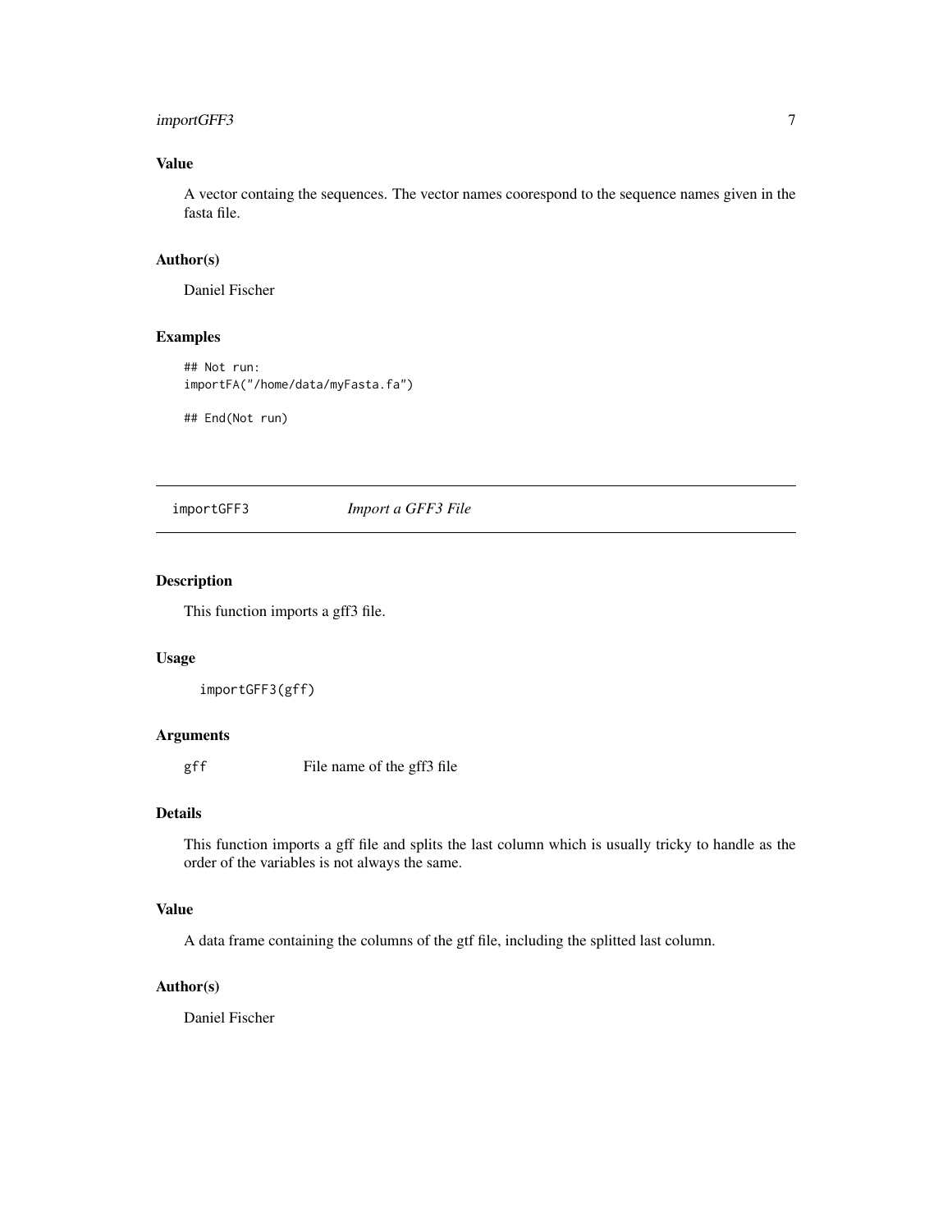### Value

A vector containg the sequences. The vector names coorespond to the sequence names given in the fasta file.

### Author(s)

Daniel Fischer

### Examples

```
## Not run:
importFA("/home/data/myFasta.fa")

## End(Not run)
```

---

## importGFF3 *Import a GFF3 File*

---

### Description

This function imports a gff3 file.

### Usage

```
importGFF3(gff)
```

### Arguments

| | |
|---|---|
| `gff` | File name of the gff3 file |

### Details

This function imports a gff file and splits the last column which is usually tricky to handle as the order of the variables is not always the same.

### Value

A data frame containing the columns of the gtf file, including the splitted last column.

### Author(s)

Daniel Fischer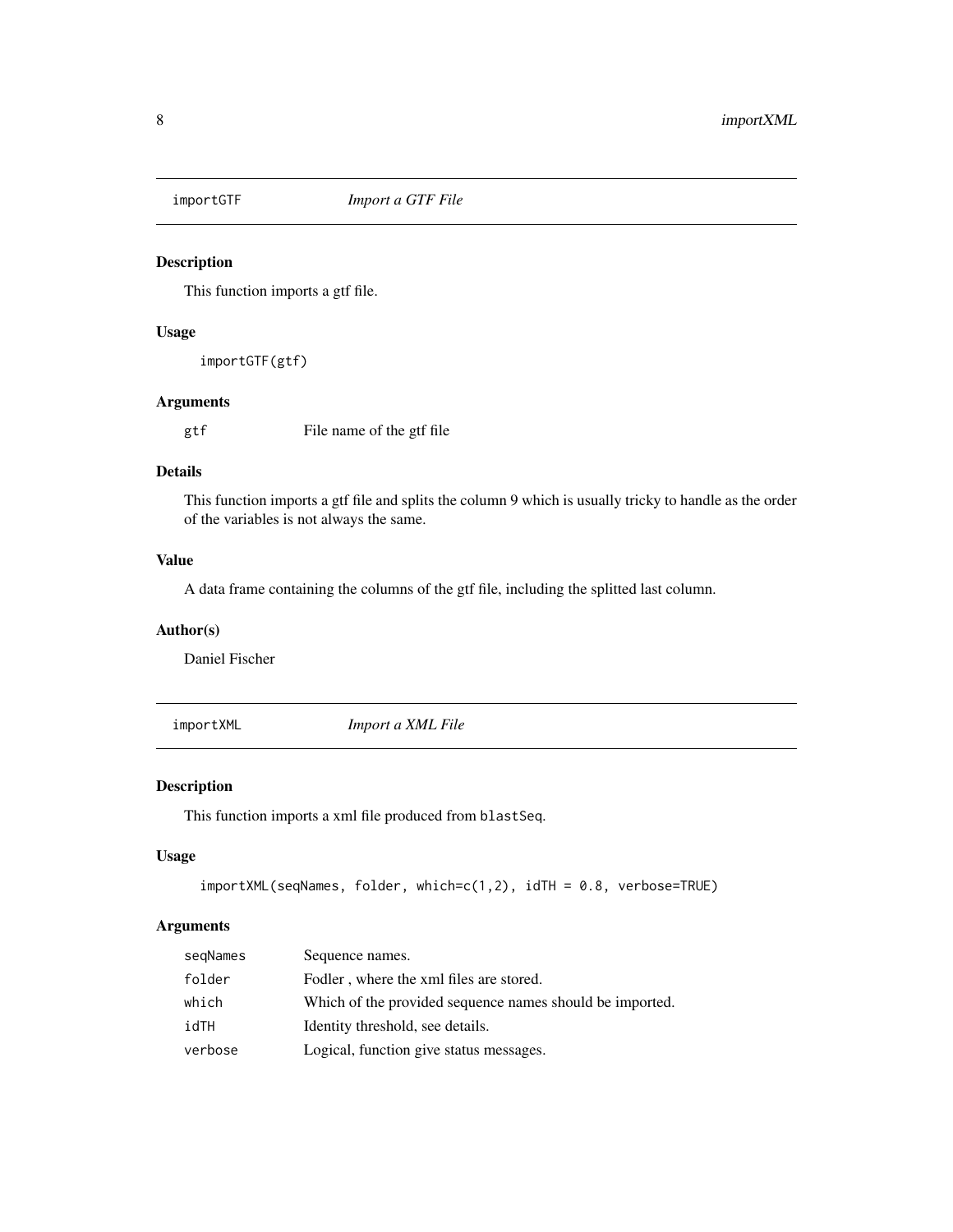## importGTF *Import a GTF File*

### Description

This function imports a gtf file.

### Usage

```
importGTF(gtf)
```

### Arguments

| | |
|---|---|
| gtf | File name of the gtf file |

### Details

This function imports a gtf file and splits the column 9 which is usually tricky to handle as the order of the variables is not always the same.

### Value

A data frame containing the columns of the gtf file, including the splitted last column.

### Author(s)

Daniel Fischer

## importXML *Import a XML File*

### Description

This function imports a xml file produced from `blastSeq`.

### Usage

```
importXML(seqNames, folder, which=c(1,2), idTH = 0.8, verbose=TRUE)
```

### Arguments

| | |
|---|---|
| seqNames | Sequence names. |
| folder | Fodler , where the xml files are stored. |
| which | Which of the provided sequence names should be imported. |
| idTH | Identity threshold, see details. |
| verbose | Logical, function give status messages. |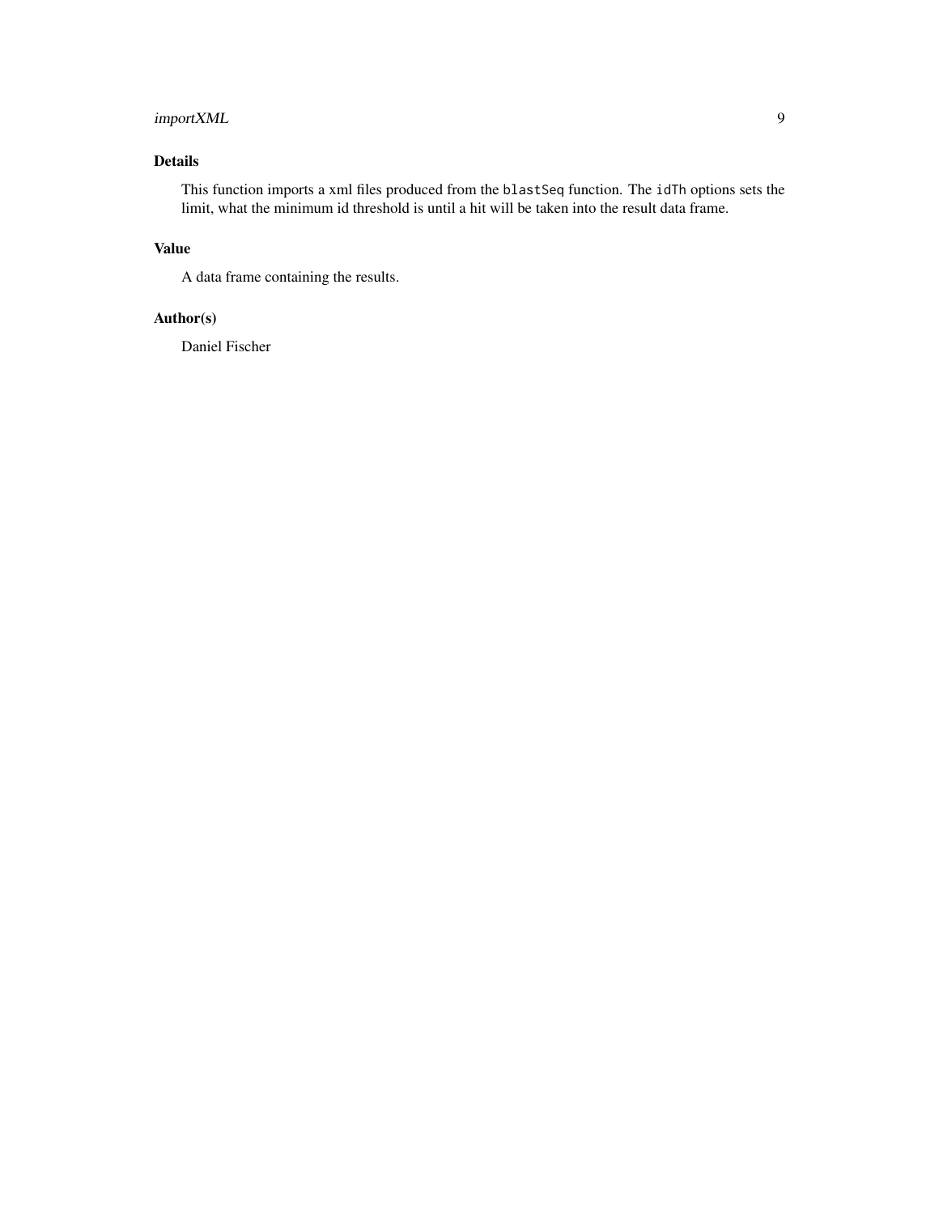## Details

This function imports a xml files produced from the `blastSeq` function. The `idTh` options sets the limit, what the minimum id threshold is until a hit will be taken into the result data frame.

## Value

A data frame containing the results.

## Author(s)

Daniel Fischer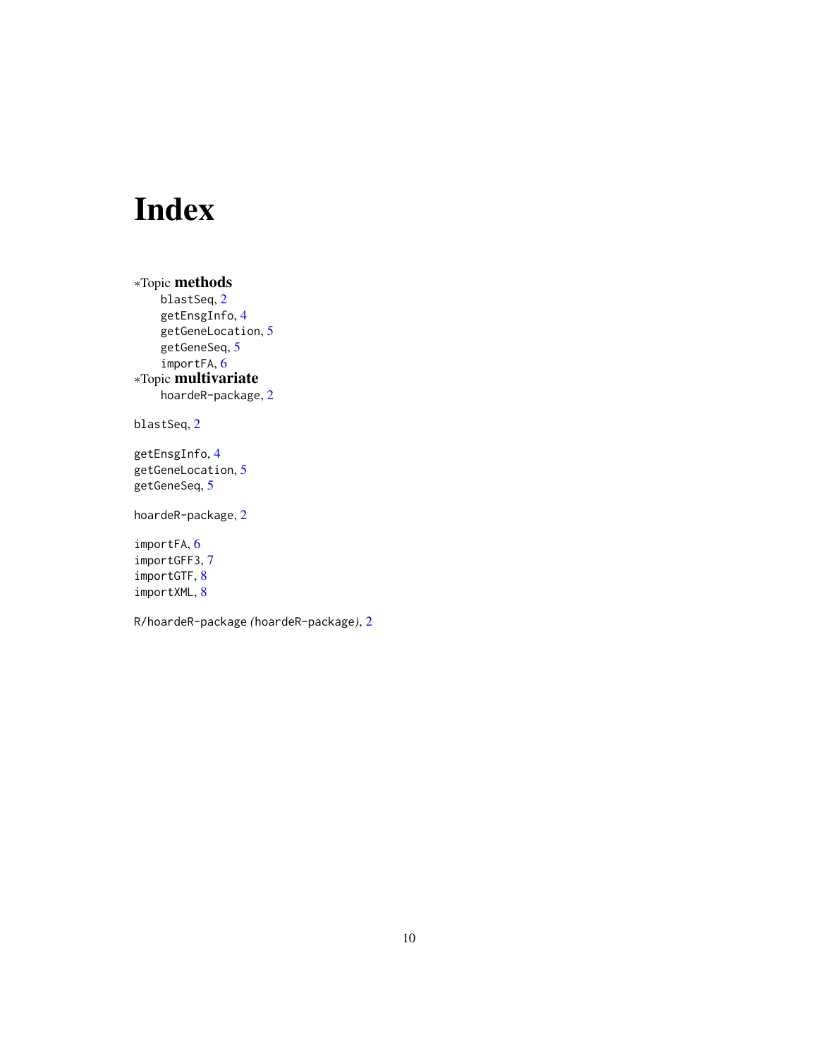# Index

*Topic **methods**
- blastSeq, 2
- getEnsgInfo, 4
- getGeneLocation, 5
- getGeneSeq, 5
- importFA, 6

*Topic **multivariate**
- hoardeR-package, 2

blastSeq, 2

getEnsgInfo, 4
getGeneLocation, 5
getGeneSeq, 5

hoardeR-package, 2

importFA, 6
importGFF3, 7
importGTF, 8
importXML, 8

R/hoardeR-package *(*hoardeR-package*)*, 2